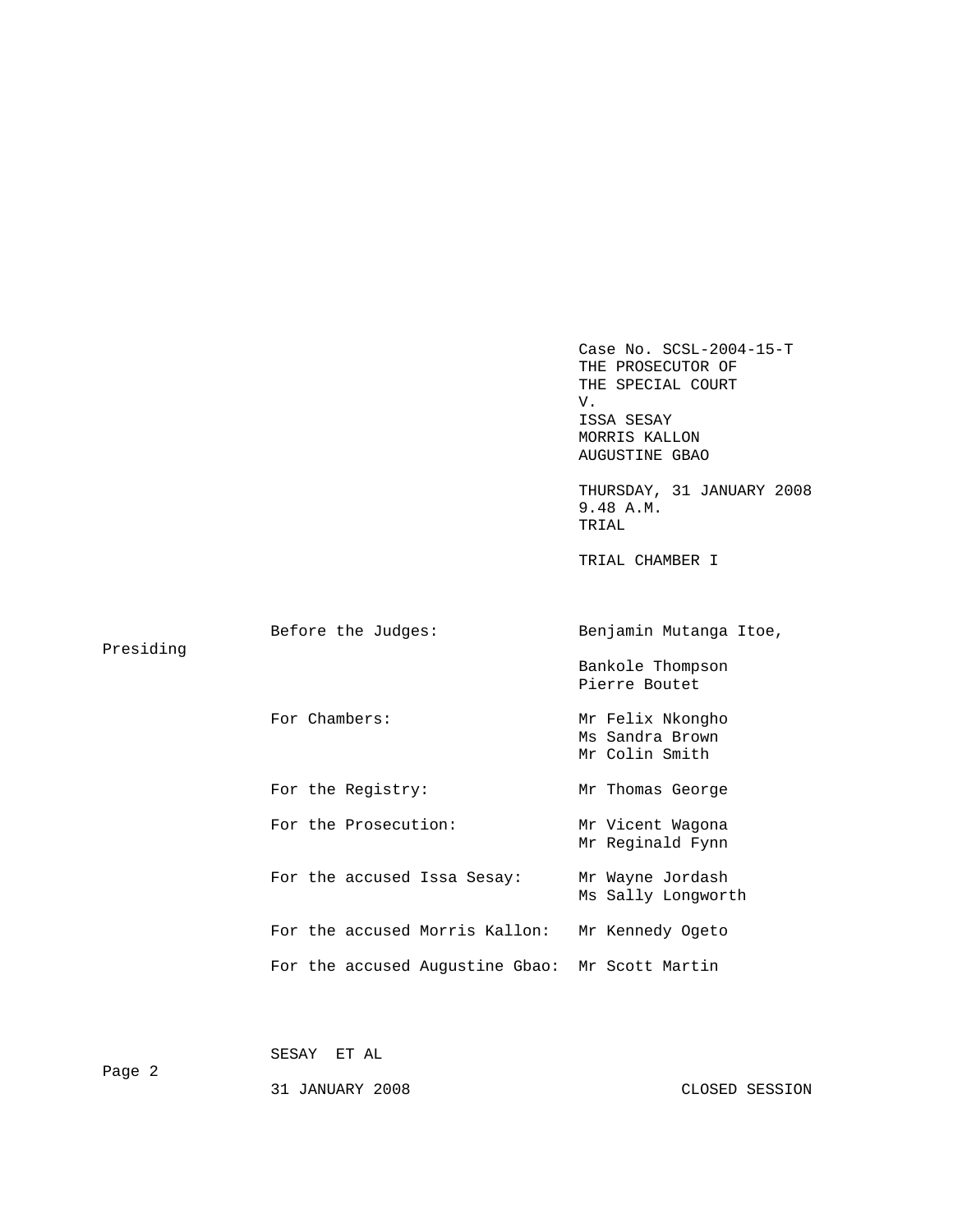Case No. SCSL-2004-15-T
THE PROSECUTOR OF
THE SPECIAL COURT
V.
ISSA SESAY
MORRIS KALLON
AUGUSTINE GBAO

THURSDAY, 31 JANUARY 2008
9.48 A.M.
TRIAL

TRIAL CHAMBER I

| | |
|---|---|
| Before the Judges: | Benjamin Mutanga Itoe, Presiding |
| | Bankole Thompson |
| | Pierre Boutet |
| For Chambers: | Mr Felix Nkongho |
| | Ms Sandra Brown |
| | Mr Colin Smith |
| For the Registry: | Mr Thomas George |
| For the Prosecution: | Mr Vicent Wagona |
| | Mr Reginald Fynn |
| For the accused Issa Sesay: | Mr Wayne Jordash |
| | Ms Sally Longworth |
| For the accused Morris Kallon: | Mr Kennedy Ogeto |
| For the accused Augustine Gbao: | Mr Scott Martin |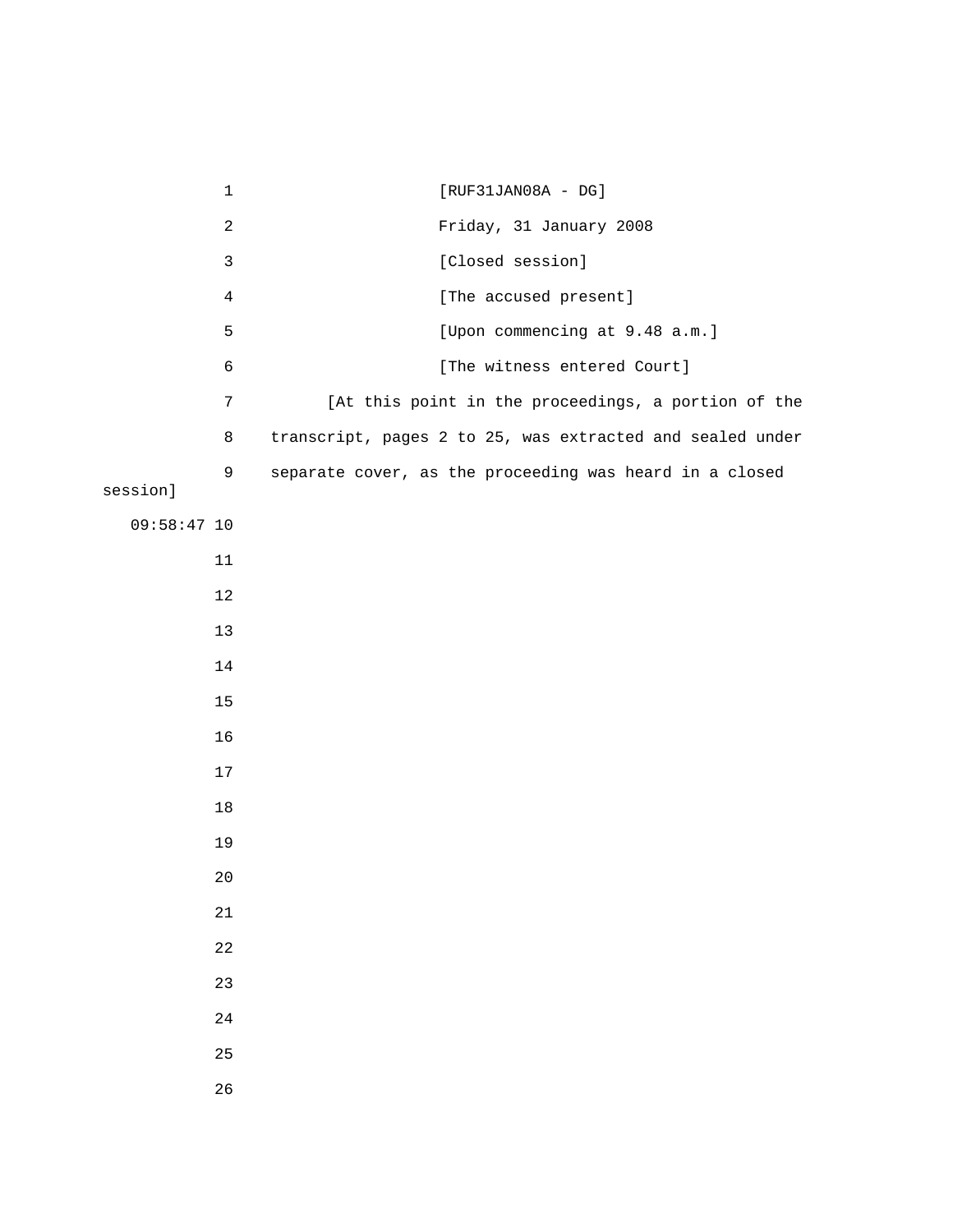[RUF31JAN08A - DG]

Friday, 31 January 2008

[Closed session]

[The accused present]

[Upon commencing at 9.48 a.m.]

[The witness entered Court]

[At this point in the proceedings, a portion of the transcript, pages 2 to 25, was extracted and sealed under separate cover, as the proceeding was heard in a closed session]

09:58:47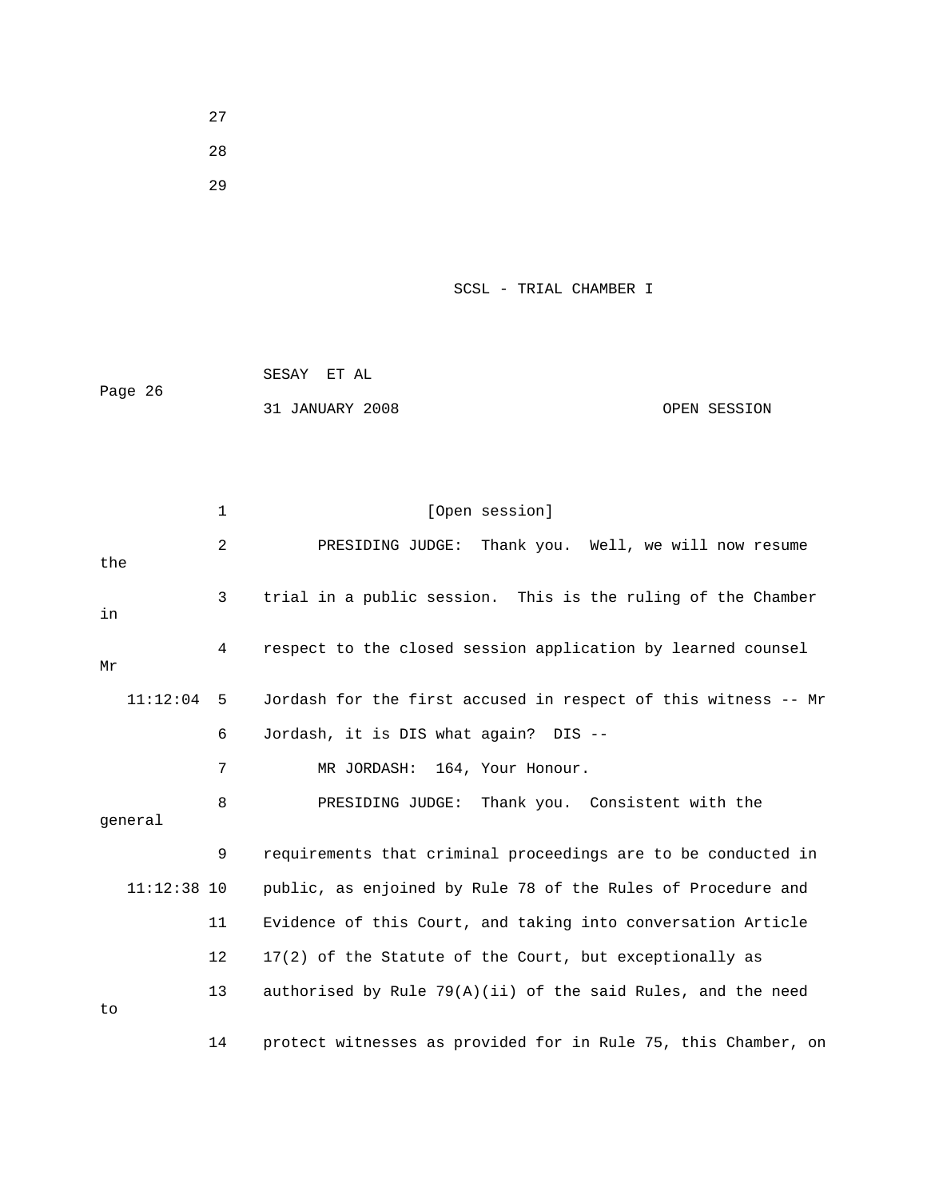27

28

29

SCSL - TRIAL CHAMBER I

SESAY ET AL

Page 26

31 JANUARY 2008 OPEN SESSION

1 [Open session]

2 PRESIDING JUDGE: Thank you. Well, we will now resume the

3 trial in a public session. This is the ruling of the Chamber in

4 respect to the closed session application by learned counsel Mr

11:12:04 5 Jordash for the first accused in respect of this witness -- Mr

6 Jordash, it is DIS what again? DIS --

7 MR JORDASH: 164, Your Honour.

8 PRESIDING JUDGE: Thank you. Consistent with the general

9 requirements that criminal proceedings are to be conducted in

11:12:38 10 public, as enjoined by Rule 78 of the Rules of Procedure and

11 Evidence of this Court, and taking into conversation Article

12 17(2) of the Statute of the Court, but exceptionally as

13 authorised by Rule 79(A)(ii) of the said Rules, and the need to

14 protect witnesses as provided for in Rule 75, this Chamber, on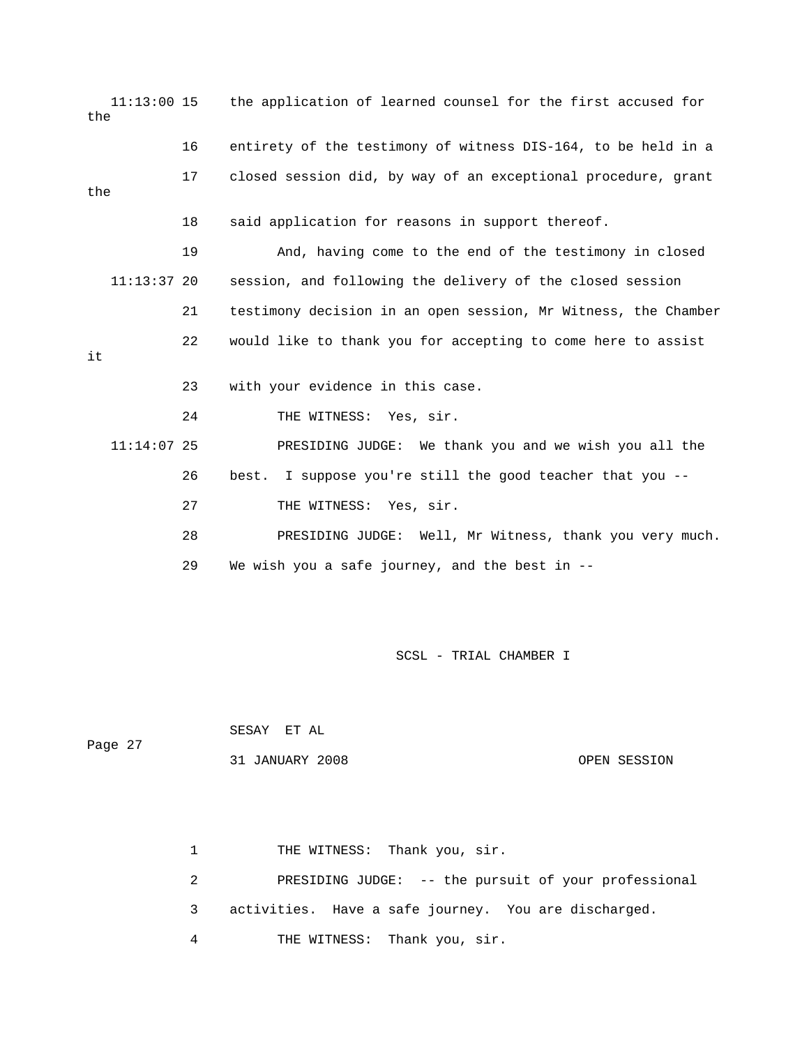11:13:00 15 the application of learned counsel for the first accused for the

16 entirety of the testimony of witness DIS-164, to be held in a

17 closed session did, by way of an exceptional procedure, grant the

18 said application for reasons in support thereof.

19 And, having come to the end of the testimony in closed

11:13:37 20 session, and following the delivery of the closed session

21 testimony decision in an open session, Mr Witness, the Chamber

22 would like to thank you for accepting to come here to assist it

23 with your evidence in this case.

24 THE WITNESS: Yes, sir.

11:14:07 25 PRESIDING JUDGE: We thank you and we wish you all the

26 best. I suppose you're still the good teacher that you --

27 THE WITNESS: Yes, sir.

28 PRESIDING JUDGE: Well, Mr Witness, thank you very much.

29 We wish you a safe journey, and the best in --

SCSL - TRIAL CHAMBER I

SESAY ET AL

Page 27

31 JANUARY 2008 OPEN SESSION

1 THE WITNESS: Thank you, sir.

2 PRESIDING JUDGE: -- the pursuit of your professional

3 activities. Have a safe journey. You are discharged.

4 THE WITNESS: Thank you, sir.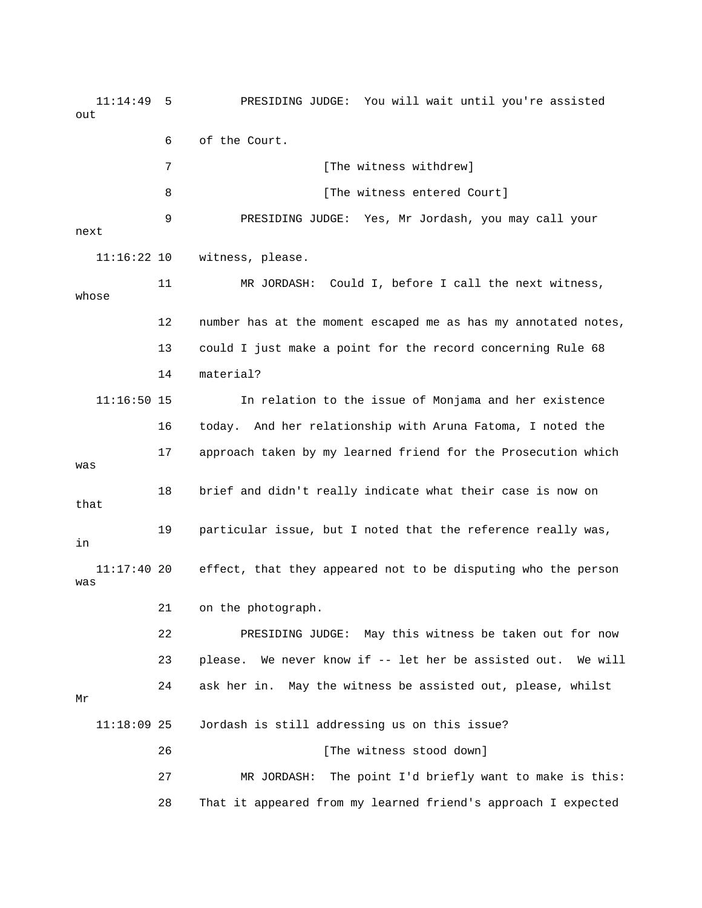11:14:49 5 PRESIDING JUDGE: You will wait until you're assisted out

6 of the Court.

7 [The witness withdrew]

8 [The witness entered Court]

9 PRESIDING JUDGE: Yes, Mr Jordash, you may call your next

11:16:22 10 witness, please.

11 MR JORDASH: Could I, before I call the next witness, whose

12 number has at the moment escaped me as has my annotated notes,

13 could I just make a point for the record concerning Rule 68

14 material?

11:16:50 15 In relation to the issue of Monjama and her existence

16 today. And her relationship with Aruna Fatoma, I noted the

17 approach taken by my learned friend for the Prosecution which was

18 brief and didn't really indicate what their case is now on that

19 particular issue, but I noted that the reference really was, in

11:17:40 20 effect, that they appeared not to be disputing who the person was

21 on the photograph.

22 PRESIDING JUDGE: May this witness be taken out for now

23 please. We never know if -- let her be assisted out. We will

24 ask her in. May the witness be assisted out, please, whilst Mr

11:18:09 25 Jordash is still addressing us on this issue?

26 [The witness stood down]

27 MR JORDASH: The point I'd briefly want to make is this:

28 That it appeared from my learned friend's approach I expected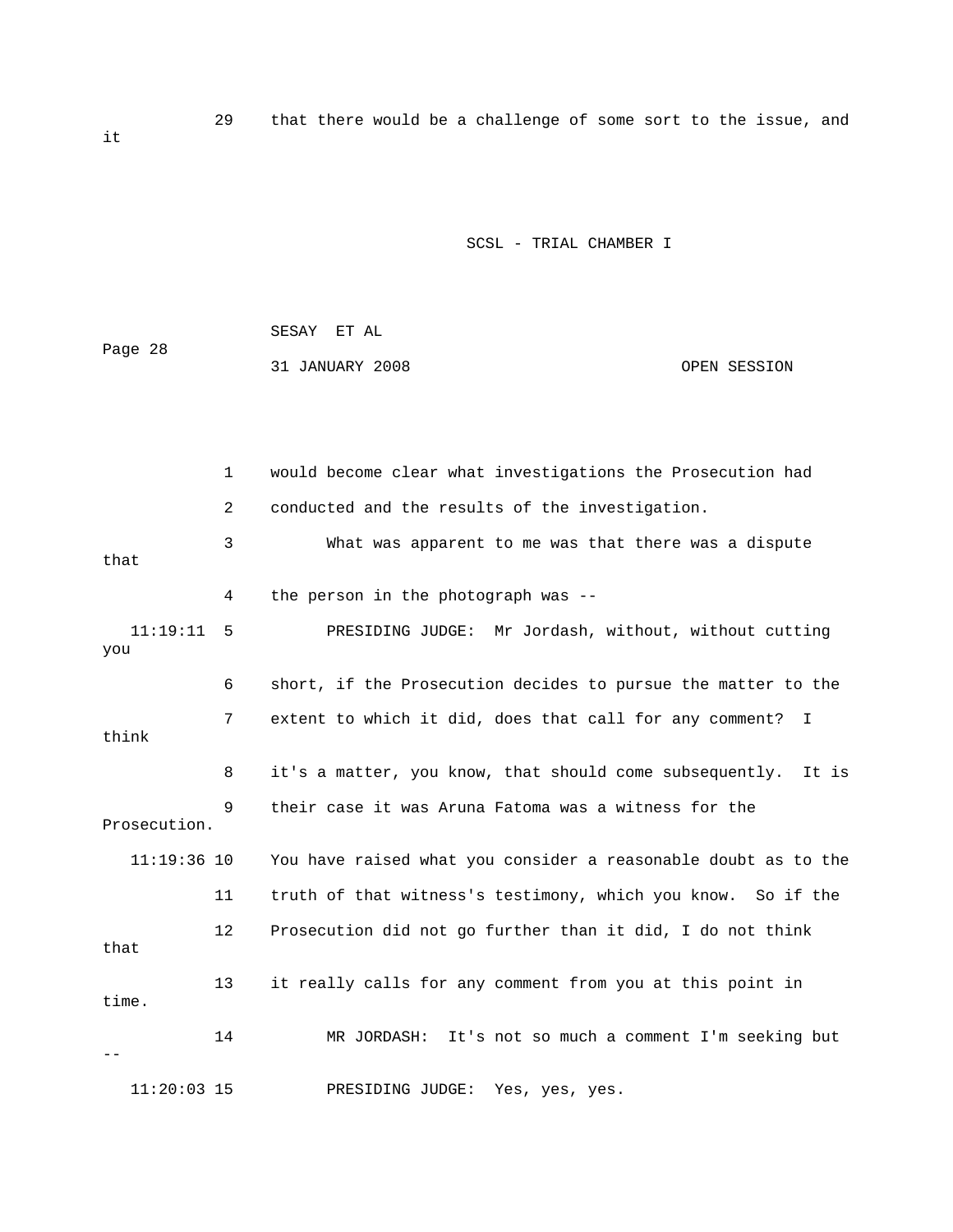29 that there would be a challenge of some sort to the issue, and it

1 would become clear what investigations the Prosecution had

2 conducted and the results of the investigation.

3 What was apparent to me was that there was a dispute that

4 the person in the photograph was --

11:19:11 5 PRESIDING JUDGE: Mr Jordash, without, without cutting you

6 short, if the Prosecution decides to pursue the matter to the

7 extent to which it did, does that call for any comment? I think

8 it's a matter, you know, that should come subsequently. It is

9 their case it was Aruna Fatoma was a witness for the Prosecution.

11:19:36 10 You have raised what you consider a reasonable doubt as to the

11 truth of that witness's testimony, which you know. So if the

12 Prosecution did not go further than it did, I do not think that

13 it really calls for any comment from you at this point in time.

14 MR JORDASH: It's not so much a comment I'm seeking but --

11:20:03 15 PRESIDING JUDGE: Yes, yes, yes.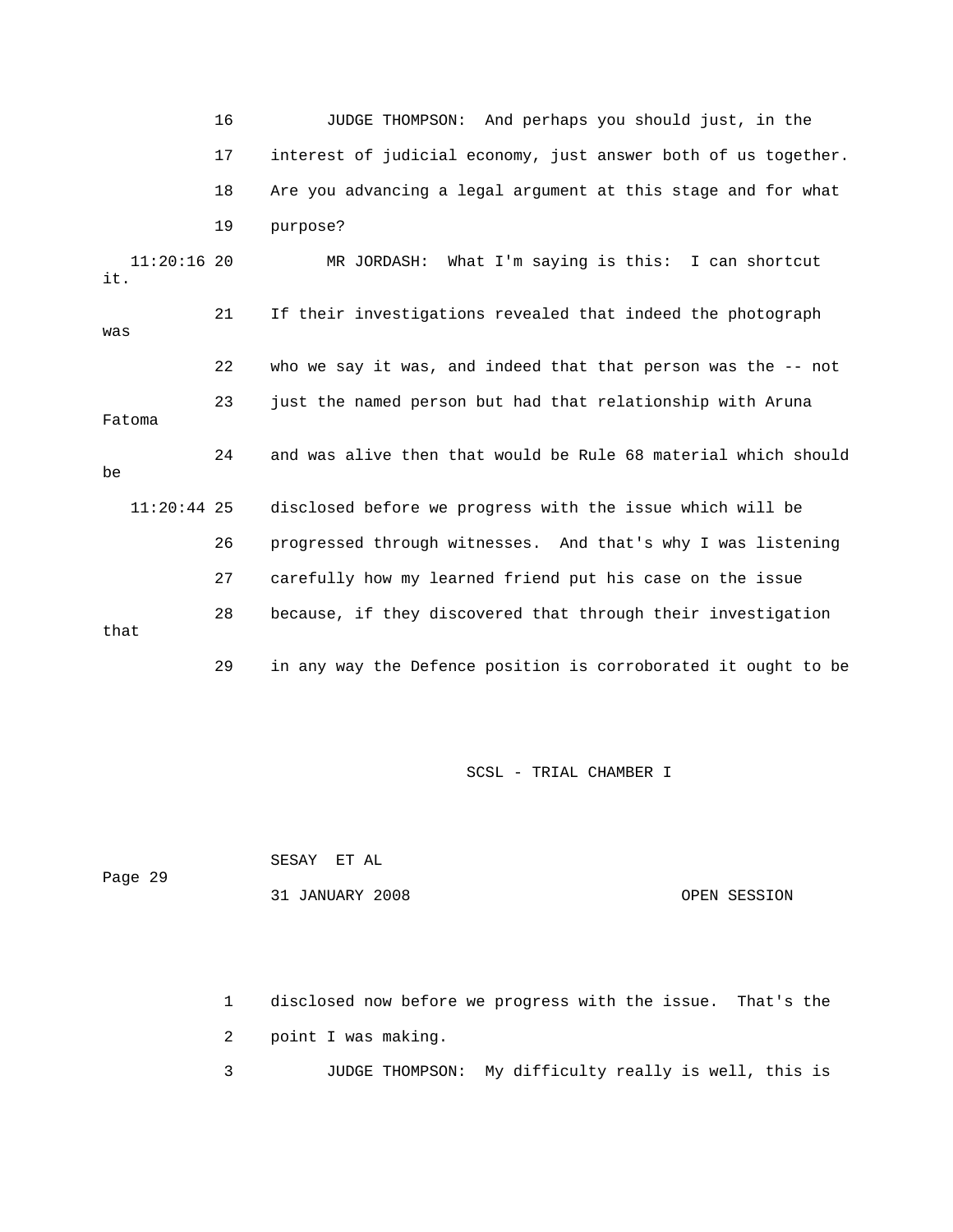16 JUDGE THOMPSON: And perhaps you should just, in the

17 interest of judicial economy, just answer both of us together.

18 Are you advancing a legal argument at this stage and for what

19 purpose?

11:20:16 20 MR JORDASH: What I'm saying is this: I can shortcut it.

21 If their investigations revealed that indeed the photograph was

22 who we say it was, and indeed that that person was the -- not

23 just the named person but had that relationship with Aruna Fatoma

24 and was alive then that would be Rule 68 material which should be

11:20:44 25 disclosed before we progress with the issue which will be

26 progressed through witnesses. And that's why I was listening

27 carefully how my learned friend put his case on the issue

28 because, if they discovered that through their investigation that

29 in any way the Defence position is corroborated it ought to be

SESAY ET AL

Page 29

31 JANUARY 2008 OPEN SESSION

1 disclosed now before we progress with the issue. That's the

2 point I was making.

3 JUDGE THOMPSON: My difficulty really is well, this is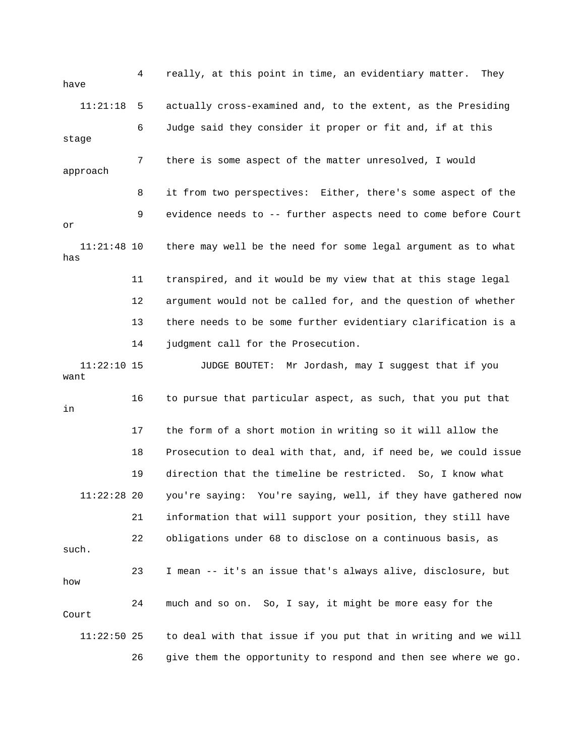4 really, at this point in time, an evidentiary matter. They have

11:21:18 5 actually cross-examined and, to the extent, as the Presiding

6 Judge said they consider it proper or fit and, if at this stage

7 there is some aspect of the matter unresolved, I would approach

8 it from two perspectives: Either, there's some aspect of the

9 evidence needs to -- further aspects need to come before Court or

11:21:48 10 there may well be the need for some legal argument as to what has

11 transpired, and it would be my view that at this stage legal

12 argument would not be called for, and the question of whether

13 there needs to be some further evidentiary clarification is a

14 judgment call for the Prosecution.

11:22:10 15 JUDGE BOUTET: Mr Jordash, may I suggest that if you want

16 to pursue that particular aspect, as such, that you put that in

17 the form of a short motion in writing so it will allow the

18 Prosecution to deal with that, and, if need be, we could issue

19 direction that the timeline be restricted. So, I know what

11:22:28 20 you're saying: You're saying, well, if they have gathered now

21 information that will support your position, they still have

22 obligations under 68 to disclose on a continuous basis, as such.

23 I mean -- it's an issue that's always alive, disclosure, but how

24 much and so on. So, I say, it might be more easy for the Court

11:22:50 25 to deal with that issue if you put that in writing and we will

26 give them the opportunity to respond and then see where we go.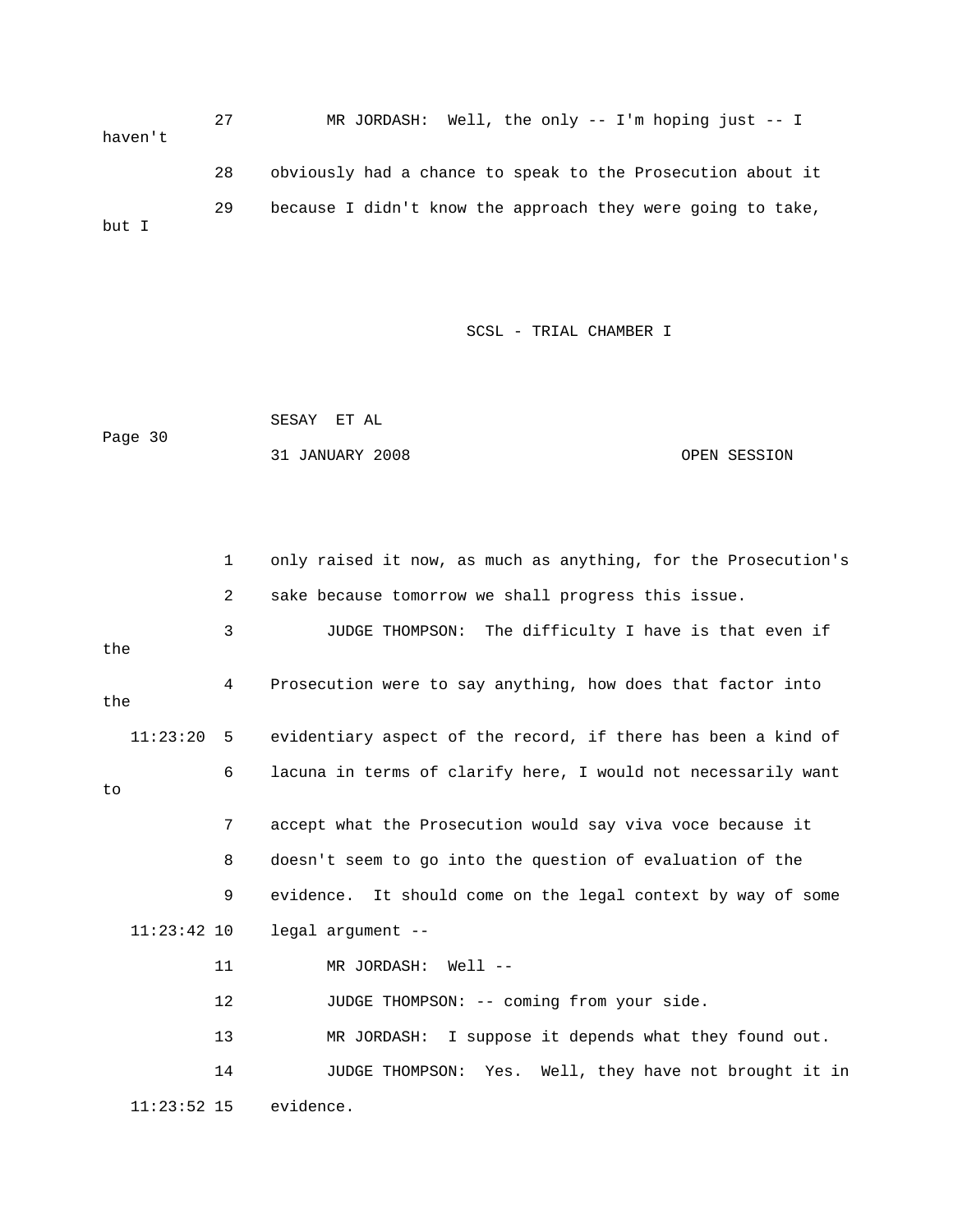27 MR JORDASH: Well, the only -- I'm hoping just -- I haven't

28 obviously had a chance to speak to the Prosecution about it

29 because I didn't know the approach they were going to take, but I

1 only raised it now, as much as anything, for the Prosecution's

2 sake because tomorrow we shall progress this issue.

3 JUDGE THOMPSON: The difficulty I have is that even if the

4 Prosecution were to say anything, how does that factor into the

11:23:20 5 evidentiary aspect of the record, if there has been a kind of

6 lacuna in terms of clarify here, I would not necessarily want to

7 accept what the Prosecution would say viva voce because it

8 doesn't seem to go into the question of evaluation of the

9 evidence. It should come on the legal context by way of some

11:23:42 10 legal argument --

11 MR JORDASH: Well --

12 JUDGE THOMPSON: -- coming from your side.

13 MR JORDASH: I suppose it depends what they found out.

14 JUDGE THOMPSON: Yes. Well, they have not brought it in

11:23:52 15 evidence.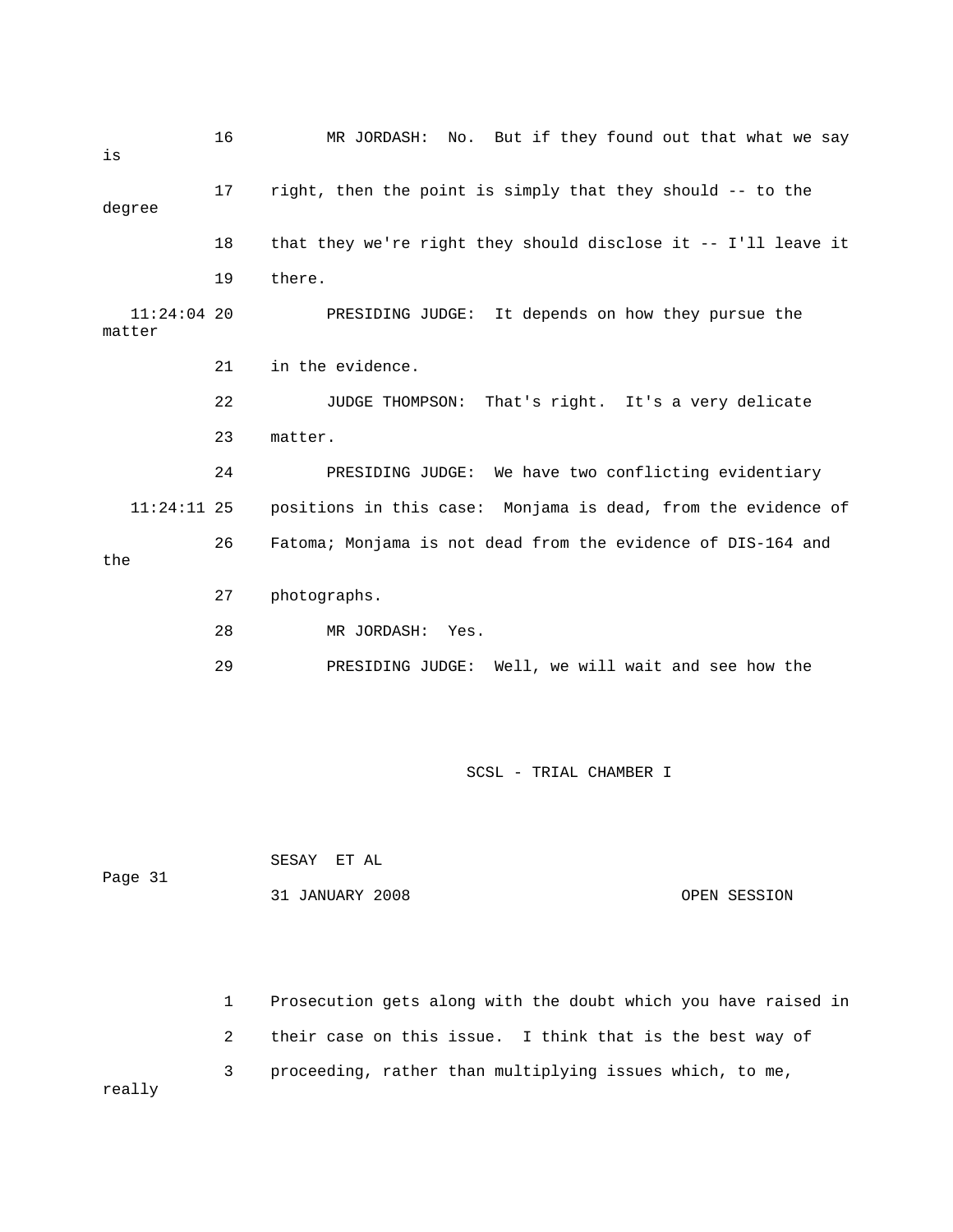16 MR JORDASH: No. But if they found out that what we say is

17 right, then the point is simply that they should -- to the degree

18 that they we're right they should disclose it -- I'll leave it

19 there.

11:24:04 20 PRESIDING JUDGE: It depends on how they pursue the matter

21 in the evidence.

22 JUDGE THOMPSON: That's right. It's a very delicate

23 matter.

24 PRESIDING JUDGE: We have two conflicting evidentiary

11:24:11 25 positions in this case: Monjama is dead, from the evidence of

26 Fatoma; Monjama is not dead from the evidence of DIS-164 and the

27 photographs.

28 MR JORDASH: Yes.

29 PRESIDING JUDGE: Well, we will wait and see how the

1 Prosecution gets along with the doubt which you have raised in

2 their case on this issue. I think that is the best way of

3 proceeding, rather than multiplying issues which, to me, really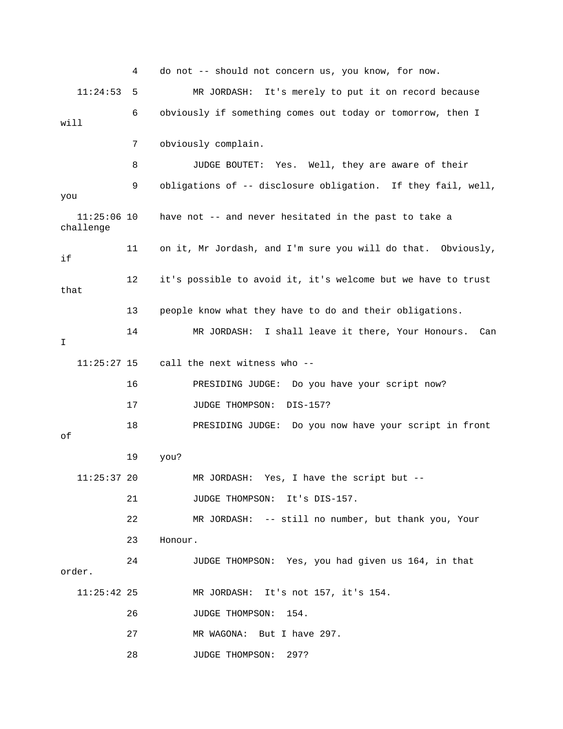4 do not -- should not concern us, you know, for now.

11:24:53 5 MR JORDASH: It's merely to put it on record because

6 obviously if something comes out today or tomorrow, then I will

7 obviously complain.

8 JUDGE BOUTET: Yes. Well, they are aware of their

9 obligations of -- disclosure obligation. If they fail, well, you

11:25:06 10 have not -- and never hesitated in the past to take a challenge

11 on it, Mr Jordash, and I'm sure you will do that. Obviously, if

12 it's possible to avoid it, it's welcome but we have to trust that

13 people know what they have to do and their obligations.

14 MR JORDASH: I shall leave it there, Your Honours. Can I

11:25:27 15 call the next witness who --

16 PRESIDING JUDGE: Do you have your script now?

17 JUDGE THOMPSON: DIS-157?

18 PRESIDING JUDGE: Do you now have your script in front of

19 you?

11:25:37 20 MR JORDASH: Yes, I have the script but --

21 JUDGE THOMPSON: It's DIS-157.

22 MR JORDASH: -- still no number, but thank you, Your

23 Honour.

24 JUDGE THOMPSON: Yes, you had given us 164, in that order.

11:25:42 25 MR JORDASH: It's not 157, it's 154.

26 JUDGE THOMPSON: 154.

27 MR WAGONA: But I have 297.

28 JUDGE THOMPSON: 297?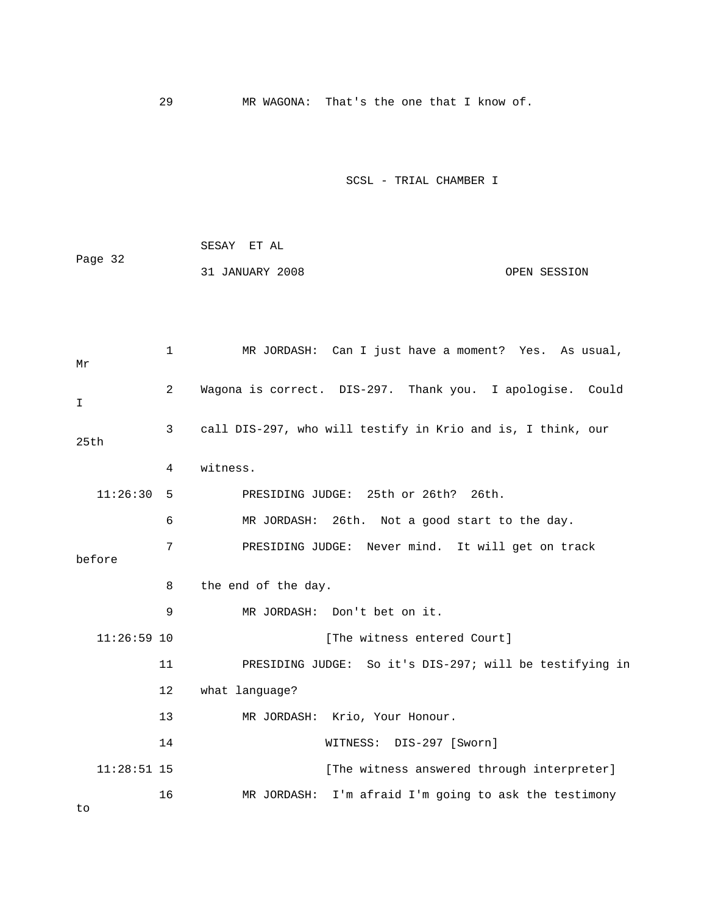29 MR WAGONA: That's the one that I know of.

SCSL - TRIAL CHAMBER I

SESAY ET AL

Page 32

31 JANUARY 2008 OPEN SESSION

1 MR JORDASH: Can I just have a moment? Yes. As usual, Mr

2 Wagona is correct. DIS-297. Thank you. I apologise. Could I

3 call DIS-297, who will testify in Krio and is, I think, our 25th

4 witness.

11:26:30 5 PRESIDING JUDGE: 25th or 26th? 26th.

6 MR JORDASH: 26th. Not a good start to the day.

7 PRESIDING JUDGE: Never mind. It will get on track before

8 the end of the day.

9 MR JORDASH: Don't bet on it.

11:26:59 10 [The witness entered Court]

11 PRESIDING JUDGE: So it's DIS-297; will be testifying in

12 what language?

13 MR JORDASH: Krio, Your Honour.

14 WITNESS: DIS-297 [Sworn]

11:28:51 15 [The witness answered through interpreter]

16 MR JORDASH: I'm afraid I'm going to ask the testimony to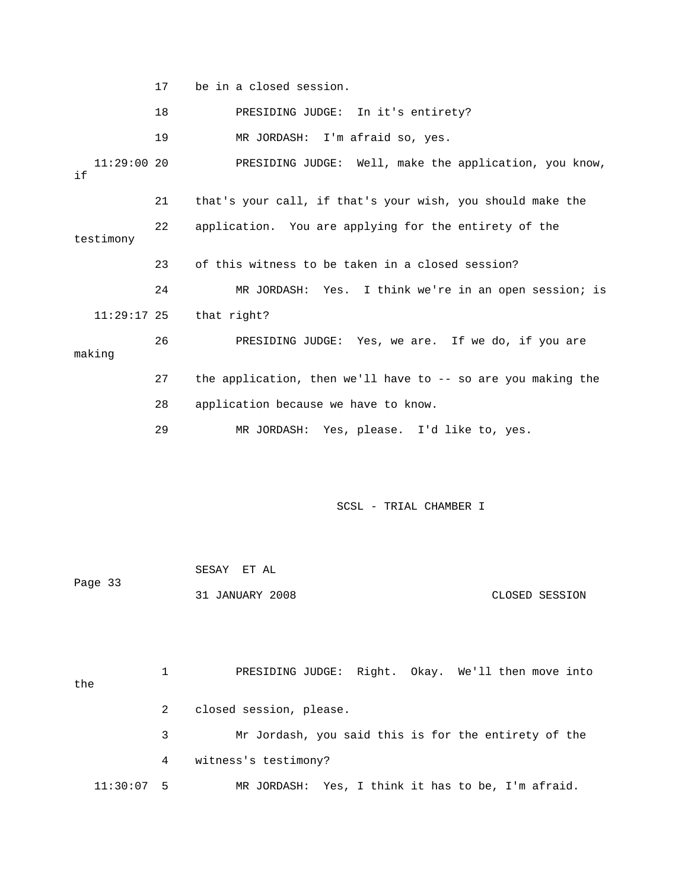17 be in a closed session.

18 PRESIDING JUDGE: In it's entirety?

19 MR JORDASH: I'm afraid so, yes.

11:29:00 20 PRESIDING JUDGE: Well, make the application, you know, if

21 that's your call, if that's your wish, you should make the

22 application. You are applying for the entirety of the testimony

23 of this witness to be taken in a closed session?

24 MR JORDASH: Yes. I think we're in an open session; is

11:29:17 25 that right?

26 PRESIDING JUDGE: Yes, we are. If we do, if you are making

27 the application, then we'll have to -- so are you making the

28 application because we have to know.

29 MR JORDASH: Yes, please. I'd like to, yes.

1 PRESIDING JUDGE: Right. Okay. We'll then move into the

2 closed session, please.

3 Mr Jordash, you said this is for the entirety of the

4 witness's testimony?

11:30:07 5 MR JORDASH: Yes, I think it has to be, I'm afraid.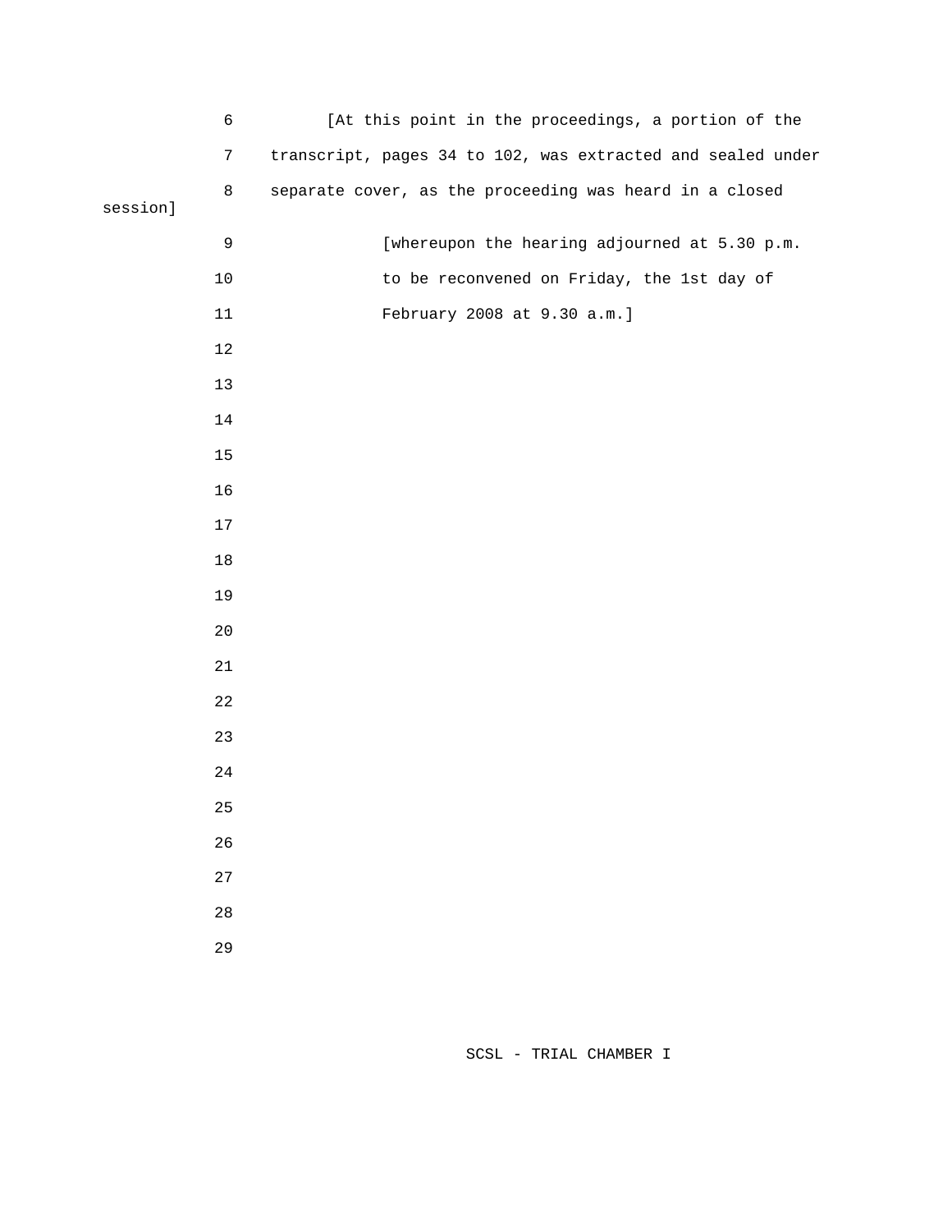[At this point in the proceedings, a portion of the transcript, pages 34 to 102, was extracted and sealed under separate cover, as the proceeding was heard in a closed session]

[whereupon the hearing adjourned at 5.30 p.m. to be reconvened on Friday, the 1st day of February 2008 at 9.30 a.m.]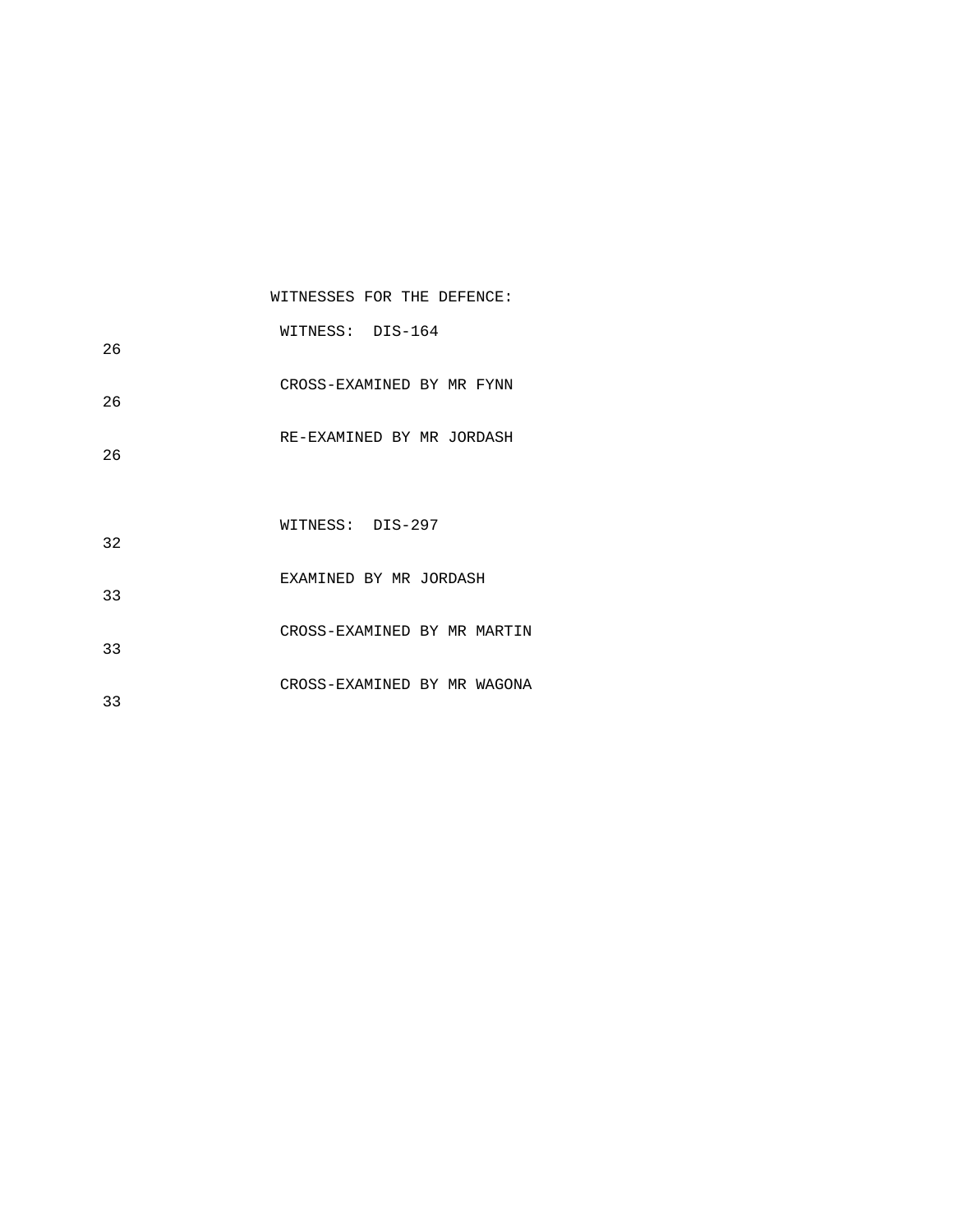WITNESSES FOR THE DEFENCE:

| | |
|---|---|
| WITNESS: DIS-164 | 26 |
| CROSS-EXAMINED BY MR FYNN | 26 |
| RE-EXAMINED BY MR JORDASH | 26 |
| WITNESS: DIS-297 | 32 |
| EXAMINED BY MR JORDASH | 33 |
| CROSS-EXAMINED BY MR MARTIN | 33 |
| CROSS-EXAMINED BY MR WAGONA | 33 |